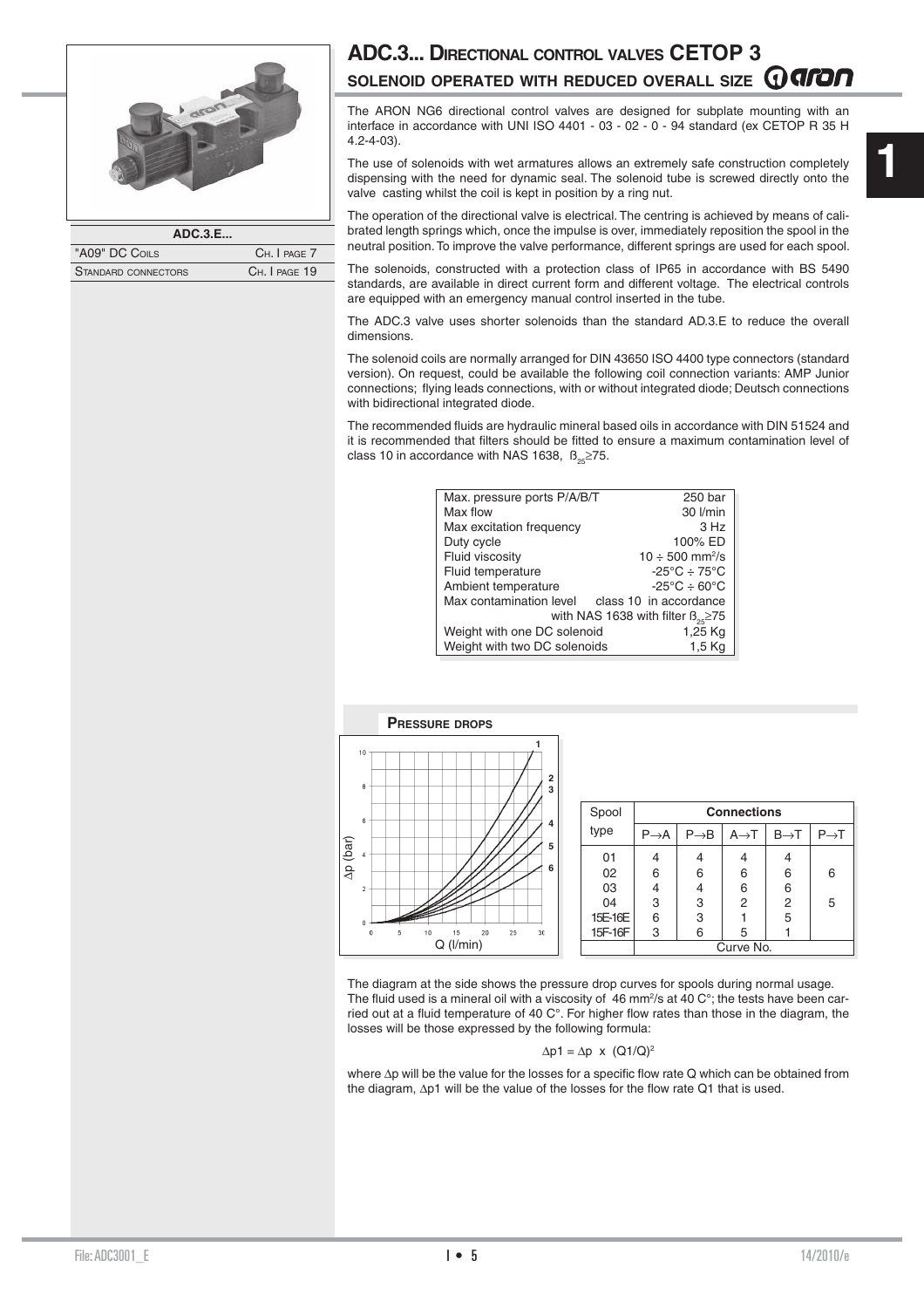# ADC.3... Directional control valves CETOP 3

## solenoid operated with reduced overall size

| ADC.3.E... | |
|---|---|
| "A09" DC Coils | Ch. I page 7 |
| Standard connectors | Ch. I page 19 |

The ARON NG6 directional control valves are designed for subplate mounting with an interface in accordance with UNI ISO 4401 - 03 - 02 - 0 - 94 standard (ex CETOP R 35 H 4.2-4-03).

The use of solenoids with wet armatures allows an extremely safe construction completely dispensing with the need for dynamic seal. The solenoid tube is screwed directly onto the valve casting whilst the coil is kept in position by a ring nut.

The operation of the directional valve is electrical. The centring is achieved by means of calibrated length springs which, once the impulse is over, immediately reposition the spool in the neutral position. To improve the valve performance, different springs are used for each spool.

The solenoids, constructed with a protection class of IP65 in accordance with BS 5490 standards, are available in direct current form and different voltage. The electrical controls are equipped with an emergency manual control inserted in the tube.

The ADC.3 valve uses shorter solenoids than the standard AD.3.E to reduce the overall dimensions.

The solenoid coils are normally arranged for DIN 43650 ISO 4400 type connectors (standard version). On request, could be available the following coil connection variants: AMP Junior connections; flying leads connections, with or without integrated diode; Deutsch connections with bidirectional integrated diode.

The recommended fluids are hydraulic mineral based oils in accordance with DIN 51524 and it is recommended that filters should be fitted to ensure a maximum contamination level of class 10 in accordance with NAS 1638, $\beta_{25} \geq 75$.

| | |
|---|---|
| Max. pressure ports P/A/B/T | 250 bar |
| Max flow | 30 l/min |
| Max excitation frequency | 3 Hz |
| Duty cycle | 100% ED |
| Fluid viscosity | 10 ÷ 500 mm²/s |
| Fluid temperature | -25°C ÷ 75°C |
| Ambient temperature | -25°C ÷ 60°C |
| Max contamination level | class 10 in accordance with NAS 1638 with filter $\beta_{25} \geq 75$ |
| Weight with one DC solenoid | 1,25 Kg |
| Weight with two DC solenoids | 1,5 Kg |

### Pressure drops

Δp (bar)
10
8
6
4
2
0
0 5 10 15 20 25 30
Q (l/min)
1 2 3 4 5 6

| Spool type | Connections | | | | |
|---|---|---|---|---|---|
| | P→A | P→B | A→T | B→T | P→T |
| 01 | 4 | 4 | 4 | 4 | |
| 02 | 6 | 6 | 6 | 6 | 6 |
| 03 | 4 | 4 | 6 | 6 | |
| 04 | 3 | 3 | 2 | 2 | 5 |
| 15E-16E | 6 | 3 | 1 | 5 | |
| 15F-16F | 3 | 6 | 5 | 1 | |
| | Curve No. | | | | |

The diagram at the side shows the pressure drop curves for spools during normal usage. The fluid used is a mineral oil with a viscosity of 46 mm²/s at 40 C°; the tests have been carried out at a fluid temperature of 40 C°. For higher flow rates than those in the diagram, the losses will be those expressed by the following formula:

$$\Delta p1 = \Delta p \times (Q1/Q)^2$$

where Δp will be the value for the losses for a specific flow rate Q which can be obtained from the diagram, Δp1 will be the value of the losses for the flow rate Q1 that is used.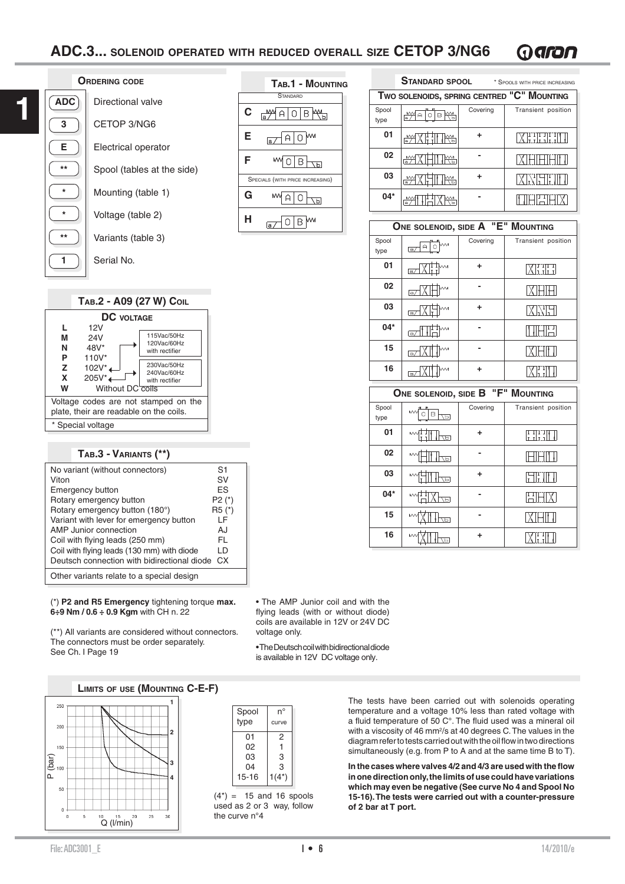# ADC.3... SOLENOID OPERATED WITH REDUCED OVERALL SIZE CETOP 3/NG6

## ORDERING CODE

| | |
|---|---|
| ADC | Directional valve |
| 3 | CETOP 3/NG6 |
| E | Electrical operator |
| ** | Spool (tables at the side) |
| * | Mounting (table 1) |
| * | Voltage (table 2) |
| ** | Variants (table 3) |
| 1 | Serial No. |

## TAB.1 - MOUNTING

STANDARD

- C
- E
- F

SPECIALS (WITH PRICE INCREASING)

- G
- H

## TAB.2 - A09 (27 W) COIL

| DC VOLTAGE | | |
|---|---|---|
| L | 12V | |
| M | 24V | |
| N | 48V* | |
| P | 110V* | 115Vac/50Hz 120Vac/60Hz with rectifier |
| Z | 102V* | |
| X | 205V* | 230Vac/50Hz 240Vac/60Hz with rectifier |
| W | Without DC coils | |

Voltage codes are not stamped on the plate, their are readable on the coils.

\* Special voltage

## TAB.3 - VARIANTS (**)

| | |
|---|---|
| No variant (without connectors) | S1 |
| Viton | SV |
| Emergency button | ES |
| Rotary emergency button | P2 (*) |
| Rotary emergency button (180°) | R5 (*) |
| Variant with lever for emergency button | LF |
| AMP Junior connection | AJ |
| Coil with flying leads (250 mm) | FL |
| Coil with flying leads (130 mm) with diode | LD |
| Deutsch connection with bidirectional diode | CX |
| Other variants relate to a special design | |

(*) **P2 and R5 Emergency** tightening torque **max. 6÷9 Nm / 0.6 ÷ 0.9 Kgm** with CH n. 22

(**) All variants are considered without connectors. The connectors must be order separately. See Ch. I Page 19

- The AMP Junior coil and with the flying leads (with or without diode) coils are available in 12V or 24V DC voltage only.
- The Deutsch coil with bidirectional diode is available in 12V DC voltage only.

## STANDARD SPOOL

\* SPOOLS WITH PRICE INCREASING

### TWO SOLENOIDS, SPRING CENTRED "C" MOUNTING

| Spool type | Covering |
|---|---|
| 01 | + |
| 02 | - |
| 03 | + |
| 04* | - |

### ONE SOLENOID, SIDE A "E" MOUNTING

| Spool type | Covering |
|---|---|
| 01 | + |
| 02 | - |
| 03 | + |
| 04* | - |
| 15 | - |
| 16 | + |

### ONE SOLENOID, SIDE B "F" MOUNTING

| Spool type | Covering |
|---|---|
| 01 | + |
| 02 | - |
| 03 | + |
| 04* | - |
| 15 | - |
| 16 | + |

## LIMITS OF USE (MOUNTING C-E-F)

P (bar)
250
200
150
100
50
0
0 5 10 15 20 25 30
Q (l/min)
1
2
3
4

| Spool type | n° curve |
|---|---|
| 01 | 2 |
| 02 | 1 |
| 03 | 3 |
| 04 | 3 |
| 15-16 | 1(4*) |

(4*) = 15 and 16 spools used as 2 or 3 way, follow the curve n°4

The tests have been carried out with solenoids operating temperature and a voltage 10% less than rated voltage with a fluid temperature of 50 C°. The fluid used was a mineral oil with a viscosity of 46 mm²/s at 40 degrees C. The values in the diagram refer to tests carried out with the oil flow in two directions simultaneously (e.g. from P to A and at the same time B to T).

**In the cases where valves 4/2 and 4/3 are used with the flow in one direction only, the limits of use could have variations which may even be negative (See curve No 4 and Spool No 15-16). The tests were carried out with a counter-pressure of 2 bar at T port.**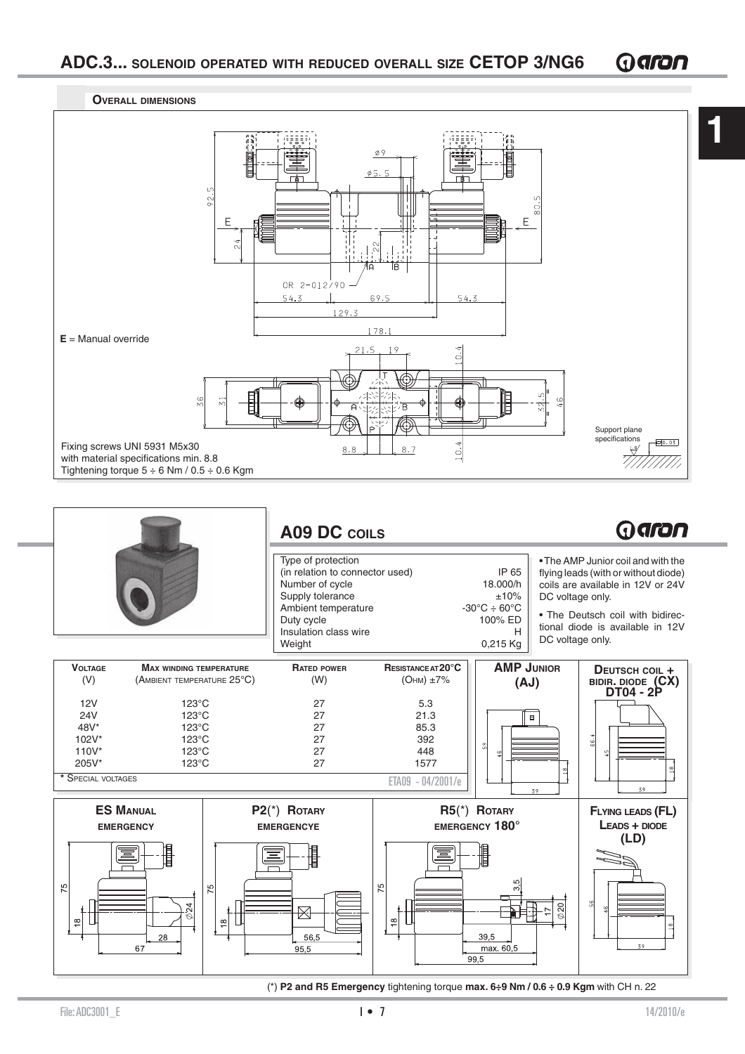## ADC.3... SOLENOID OPERATED WITH REDUCED OVERALL SIZE CETOP 3/NG6

### OVERALL DIMENSIONS

Ø9
Ø5.5
92.5
80.5
E
E
24
22
A
B
OR 2-012/90
54.3
69.5
54.3
129.3
178.1

**E** = Manual override

21.5
19
10.4
T
36
31
A
B
52.5
46
P
8.8
8.7
10.4

Support plane specifications
0.03
1.6

Fixing screws UNI 5931 M5x30
with material specifications min. 8.8
Tightening torque 5 ÷ 6 Nm / 0.5 ÷ 0.6 Kgm

## A09 DC COILS

| | |
|---|---|
| Type of protection (in relation to connector used) | IP 65 |
| Number of cycle | 18.000/h |
| Supply tolerance | ±10% |
| Ambient temperature | -30°C ÷ 60°C |
| Duty cycle | 100% ED |
| Insulation class wire | H |
| Weight | 0,215 Kg |

• The AMP Junior coil and with the flying leads (with or without diode) coils are available in 12V or 24V DC voltage only.

• The Deutsch coil with bidirectional diode is available in 12V DC voltage only.

| VOLTAGE (V) | MAX WINDING TEMPERATURE (AMBIENT TEMPERATURE 25°C) | RATED POWER (W) | RESISTANCE AT 20°C (OHM) ±7% |
|---|---|---|---|
| 12V | 123°C | 27 | 5.3 |
| 24V | 123°C | 27 | 21.3 |
| 48V* | 123°C | 27 | 85.3 |
| 102V* | 123°C | 27 | 392 |
| 110V* | 123°C | 27 | 448 |
| 205V* | 123°C | 27 | 1577 |

\* SPECIAL VOLTAGES

ETA09 - 04/2001/e

**AMP JUNIOR (AJ)**
59
46
18
39

**DEUTSCH COIL + BIDIR. DIODE (CX) DT04 - 2P**
66.4
45
18
39

**ES MANUAL EMERGENCY**
75
18
Ø24
28
67

**P2(\*) ROTARY EMERGENCYE**
75
18
56,5
95,5

**R5(\*) ROTARY EMERGENCY 180°**
75
18
3,5
17
Ø20
39,5
max. 60,5
99,5

**FLYING LEADS (FL) LEADS + DIODE (LD)**
56
46
18
39

(\*) **P2 and R5 Emergency** tightening torque **max. 6÷9 Nm / 0.6 ÷ 0.9 Kgm** with CH n. 22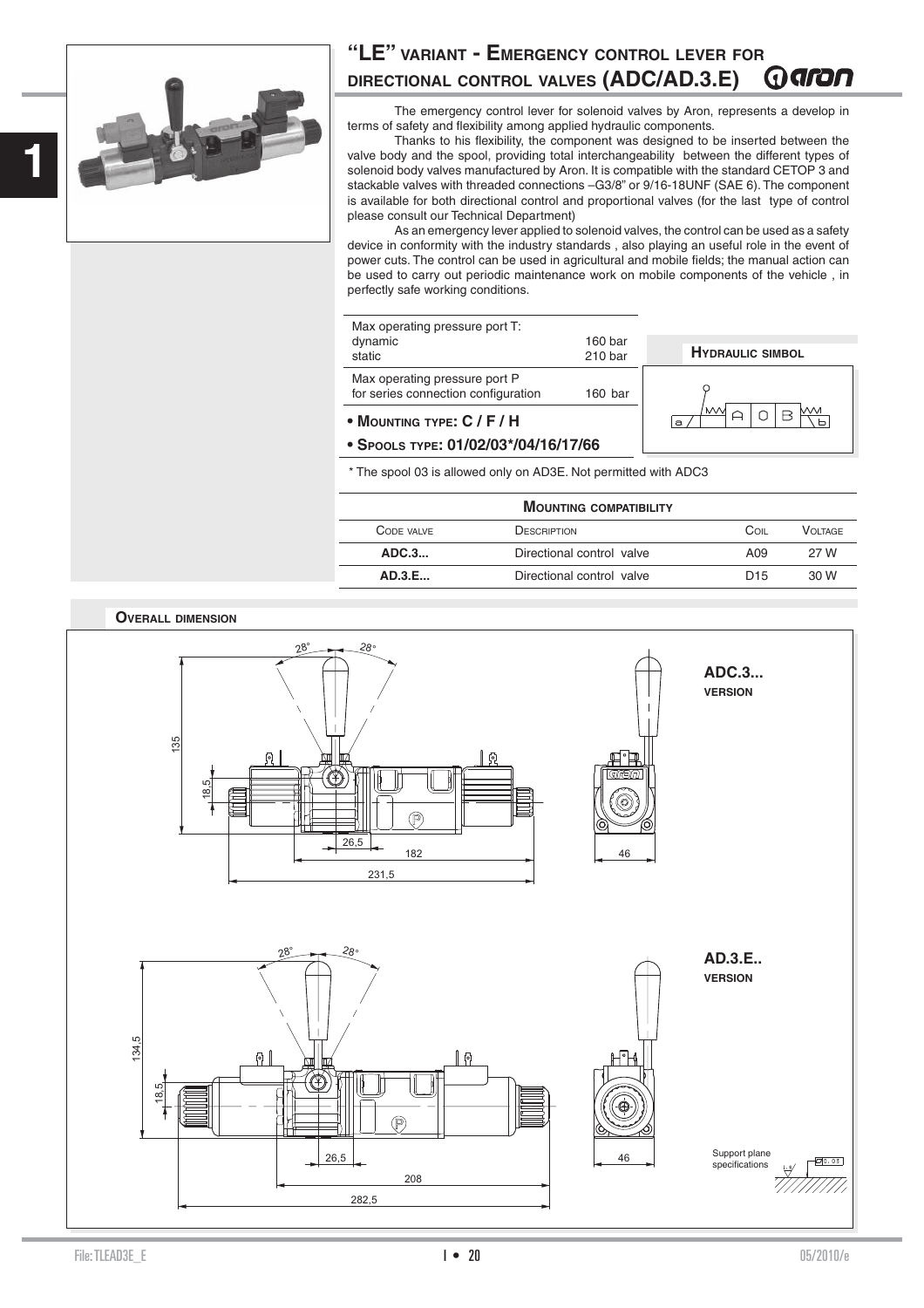# "LE" variant - Emergency control lever for directional control valves (ADC/AD.3.E)

The emergency control lever for solenoid valves by Aron, represents a develop in terms of safety and flexibility among applied hydraulic components.

Thanks to his flexibility, the component was designed to be inserted between the valve body and the spool, providing total interchangeability between the different types of solenoid body valves manufactured by Aron. It is compatible with the standard CETOP 3 and stackable valves with threaded connections –G3/8" or 9/16-18UNF (SAE 6). The component is available for both directional control and proportional valves (for the last type of control please consult our Technical Department)

As an emergency lever applied to solenoid valves, the control can be used as a safety device in conformity with the industry standards , also playing an useful role in the event of power cuts. The control can be used in agricultural and mobile fields; the manual action can be used to carry out periodic maintenance work on mobile components of the vehicle , in perfectly safe working conditions.

| | |
|---|---|
| Max operating pressure port T: dynamic | 160 bar |
| static | 210 bar |
| Max operating pressure port P for series connection configuration | 160 bar |

- **Mounting type: C / F / H**
- **Spools type: 01/02/03*/04/16/17/66**

**Hydraulic simbol**

\* The spool 03 is allowed only on AD3E. Not permitted with ADC3

**Mounting compatibility**

| Code valve | Description | Coil | Voltage |
|---|---|---|---|
| **ADC.3...** | Directional control valve | A09 | 27 W |
| **AD.3.E...** | Directional control valve | D15 | 30 W |

## Overall dimension

**ADC.3... VERSION**

28° 28°
135
18,5
26,5
182
231,5
46

**AD.3.E.. VERSION**

28° 28°
134,5
18,5
26,5
208
282,5
46

Support plane specifications